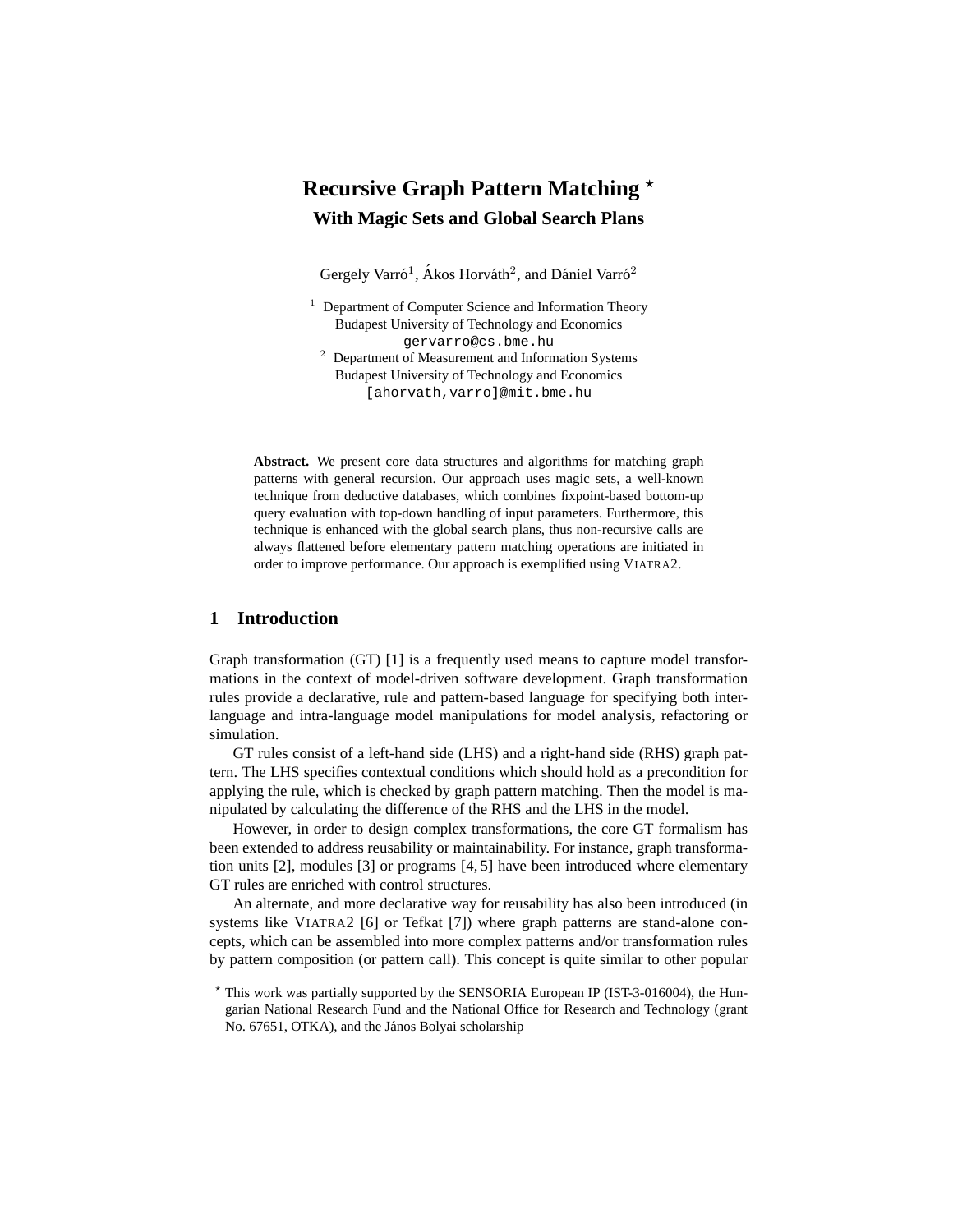# Recursive Graph Pattern Matching *

## With Magic Sets and Global Search Plans

Gergely Varró[1], Ákos Horváth[2], and Dániel Varró[2]

[1] Department of Computer Science and Information Theory
Budapest University of Technology and Economics
gervarro@cs.bme.hu

[2] Department of Measurement and Information Systems
Budapest University of Technology and Economics
[ahorvath,varro]@mit.bme.hu

**Abstract.** We present core data structures and algorithms for matching graph patterns with general recursion. Our approach uses magic sets, a well-known technique from deductive databases, which combines fixpoint-based bottom-up query evaluation with top-down handling of input parameters. Furthermore, this technique is enhanced with the global search plans, thus non-recursive calls are always flattened before elementary pattern matching operations are initiated in order to improve performance. Our approach is exemplified using VIATRA2.

## 1 Introduction

Graph transformation (GT) [1] is a frequently used means to capture model transformations in the context of model-driven software development. Graph transformation rules provide a declarative, rule and pattern-based language for specifying both inter-language and intra-language model manipulations for model analysis, refactoring or simulation.

GT rules consist of a left-hand side (LHS) and a right-hand side (RHS) graph pattern. The LHS specifies contextual conditions which should hold as a precondition for applying the rule, which is checked by graph pattern matching. Then the model is manipulated by calculating the difference of the RHS and the LHS in the model.

However, in order to design complex transformations, the core GT formalism has been extended to address reusability or maintainability. For instance, graph transformation units [2], modules [3] or programs [4, 5] have been introduced where elementary GT rules are enriched with control structures.

An alternate, and more declarative way for reusability has also been introduced (in systems like VIATRA2 [6] or Tefkat [7]) where graph patterns are stand-alone concepts, which can be assembled into more complex patterns and/or transformation rules by pattern composition (or pattern call). This concept is quite similar to other popular

* This work was partially supported by the SENSORIA European IP (IST-3-016004), the Hungarian National Research Fund and the National Office for Research and Technology (grant No. 67651, OTKA), and the János Bolyai scholarship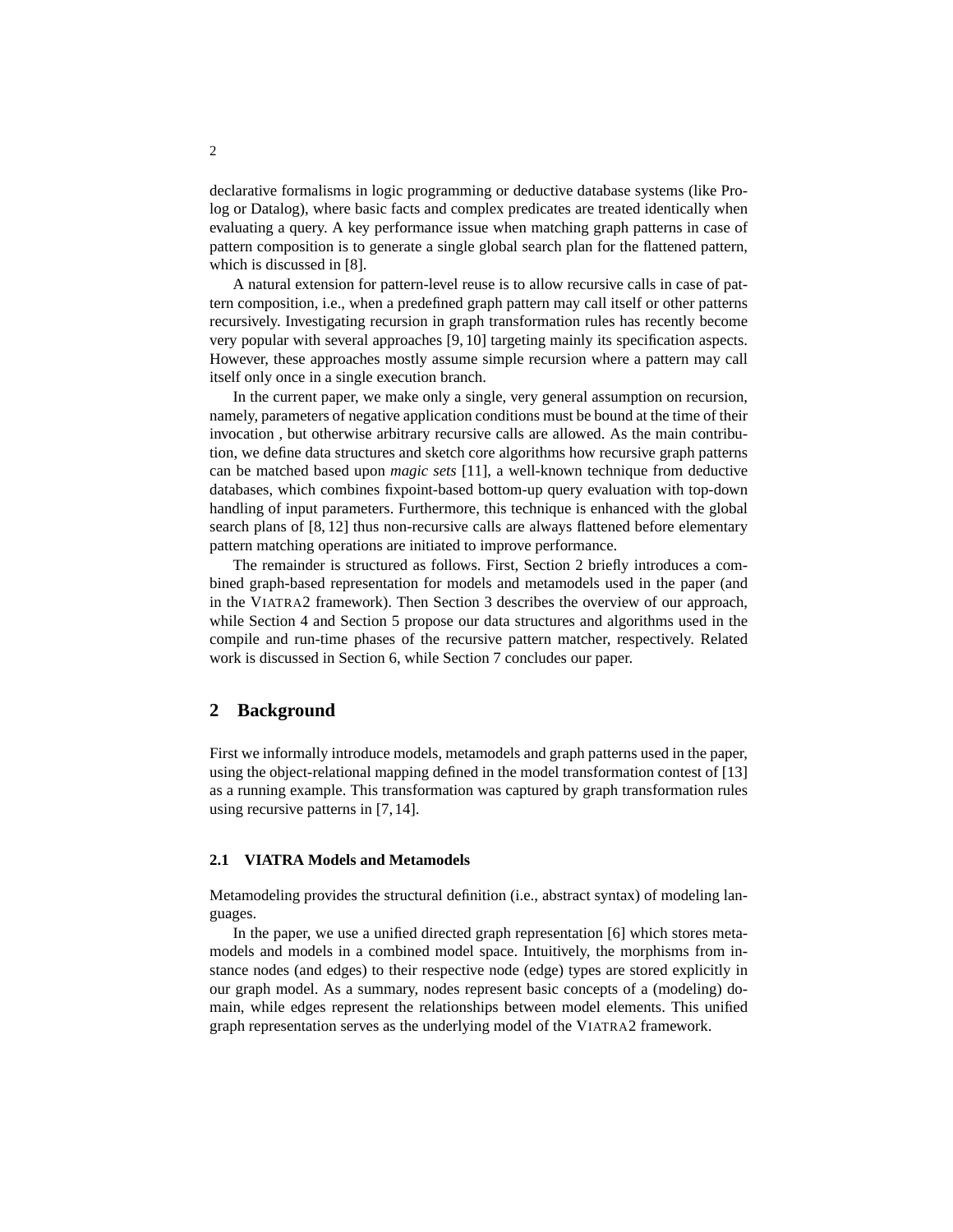declarative formalisms in logic programming or deductive database systems (like Prolog or Datalog), where basic facts and complex predicates are treated identically when evaluating a query. A key performance issue when matching graph patterns in case of pattern composition is to generate a single global search plan for the flattened pattern, which is discussed in [8].

A natural extension for pattern-level reuse is to allow recursive calls in case of pattern composition, i.e., when a predefined graph pattern may call itself or other patterns recursively. Investigating recursion in graph transformation rules has recently become very popular with several approaches [9, 10] targeting mainly its specification aspects. However, these approaches mostly assume simple recursion where a pattern may call itself only once in a single execution branch.

In the current paper, we make only a single, very general assumption on recursion, namely, parameters of negative application conditions must be bound at the time of their invocation , but otherwise arbitrary recursive calls are allowed. As the main contribution, we define data structures and sketch core algorithms how recursive graph patterns can be matched based upon *magic sets* [11], a well-known technique from deductive databases, which combines fixpoint-based bottom-up query evaluation with top-down handling of input parameters. Furthermore, this technique is enhanced with the global search plans of [8, 12] thus non-recursive calls are always flattened before elementary pattern matching operations are initiated to improve performance.

The remainder is structured as follows. First, Section 2 briefly introduces a combined graph-based representation for models and metamodels used in the paper (and in the VIATRA2 framework). Then Section 3 describes the overview of our approach, while Section 4 and Section 5 propose our data structures and algorithms used in the compile and run-time phases of the recursive pattern matcher, respectively. Related work is discussed in Section 6, while Section 7 concludes our paper.

## 2 Background

First we informally introduce models, metamodels and graph patterns used in the paper, using the object-relational mapping defined in the model transformation contest of [13] as a running example. This transformation was captured by graph transformation rules using recursive patterns in [7, 14].

### 2.1 VIATRA Models and Metamodels

Metamodeling provides the structural definition (i.e., abstract syntax) of modeling languages.

In the paper, we use a unified directed graph representation [6] which stores metamodels and models in a combined model space. Intuitively, the morphisms from instance nodes (and edges) to their respective node (edge) types are stored explicitly in our graph model. As a summary, nodes represent basic concepts of a (modeling) domain, while edges represent the relationships between model elements. This unified graph representation serves as the underlying model of the VIATRA2 framework.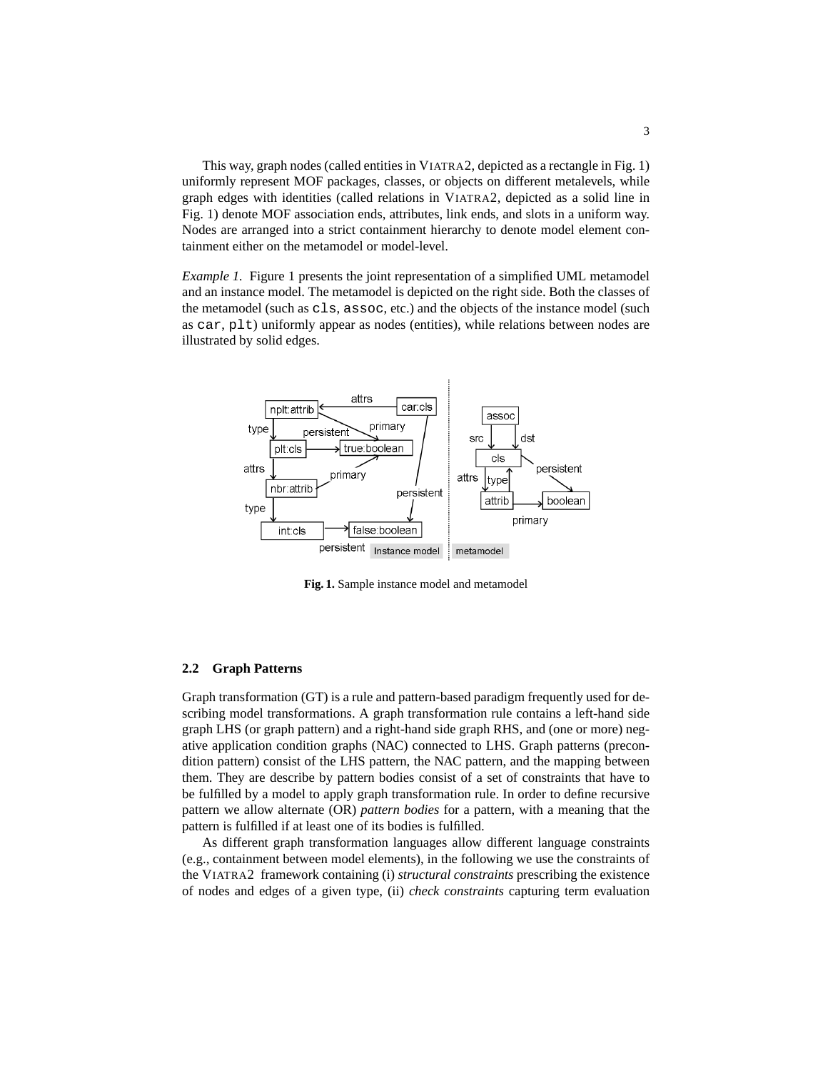This way, graph nodes (called entities in VIATRA2, depicted as a rectangle in Fig. 1) uniformly represent MOF packages, classes, or objects on different metalevels, while graph edges with identities (called relations in VIATRA2, depicted as a solid line in Fig. 1) denote MOF association ends, attributes, link ends, and slots in a uniform way. Nodes are arranged into a strict containment hierarchy to denote model element containment either on the metamodel or model-level.

*Example 1.* Figure 1 presents the joint representation of a simplified UML metamodel and an instance model. The metamodel is depicted on the right side. Both the classes of the metamodel (such as `cls`, `assoc`, etc.) and the objects of the instance model (such as `car`, `plt`) uniformly appear as nodes (entities), while relations between nodes are illustrated by solid edges.

**Fig. 1.** Sample instance model and metamodel

### 2.2 Graph Patterns

Graph transformation (GT) is a rule and pattern-based paradigm frequently used for describing model transformations. A graph transformation rule contains a left-hand side graph LHS (or graph pattern) and a right-hand side graph RHS, and (one or more) negative application condition graphs (NAC) connected to LHS. Graph patterns (precondition pattern) consist of the LHS pattern, the NAC pattern, and the mapping between them. They are describe by pattern bodies consist of a set of constraints that have to be fulfilled by a model to apply graph transformation rule. In order to define recursive pattern we allow alternate (OR) *pattern bodies* for a pattern, with a meaning that the pattern is fulfilled if at least one of its bodies is fulfilled.

As different graph transformation languages allow different language constraints (e.g., containment between model elements), in the following we use the constraints of the VIATRA2 framework containing (i) *structural constraints* prescribing the existence of nodes and edges of a given type, (ii) *check constraints* capturing term evaluation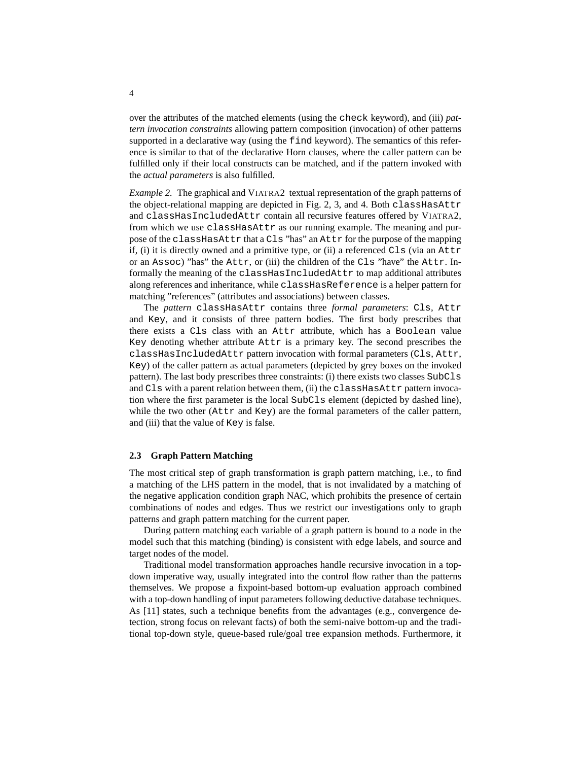over the attributes of the matched elements (using the `check` keyword), and (iii) *pattern invocation constraints* allowing pattern composition (invocation) of other patterns supported in a declarative way (using the `find` keyword). The semantics of this reference is similar to that of the declarative Horn clauses, where the caller pattern can be fulfilled only if their local constructs can be matched, and if the pattern invoked with the *actual parameters* is also fulfilled.

*Example 2.* The graphical and VIATRA2 textual representation of the graph patterns of the object-relational mapping are depicted in Fig. 2, 3, and 4. Both `classHasAttr` and `classHasIncludedAttr` contain all recursive features offered by VIATRA2, from which we use `classHasAttr` as our running example. The meaning and purpose of the `classHasAttr` that a `Cls` "has" an `Attr` for the purpose of the mapping if, (i) it is directly owned and a primitive type, or (ii) a referenced `Cls` (via an `Attr` or an `Assoc`) "has" the `Attr`, or (iii) the children of the `Cls` "have" the `Attr`. Informally the meaning of the `classHasIncludedAttr` to map additional attributes along references and inheritance, while `classHasReference` is a helper pattern for matching "references" (attributes and associations) between classes.

The *pattern* `classHasAttr` contains three *formal parameters*: `Cls`, `Attr` and `Key`, and it consists of three pattern bodies. The first body prescribes that there exists a `Cls` class with an `Attr` attribute, which has a `Boolean` value `Key` denoting whether attribute `Attr` is a primary key. The second prescribes the `classHasIncludedAttr` pattern invocation with formal parameters (`Cls`, `Attr`, `Key`) of the caller pattern as actual parameters (depicted by grey boxes on the invoked pattern). The last body prescribes three constraints: (i) there exists two classes `SubCls` and `Cls` with a parent relation between them, (ii) the `classHasAttr` pattern invocation where the first parameter is the local `SubCls` element (depicted by dashed line), while the two other (`Attr` and `Key`) are the formal parameters of the caller pattern, and (iii) that the value of `Key` is false.

### 2.3 Graph Pattern Matching

The most critical step of graph transformation is graph pattern matching, i.e., to find a matching of the LHS pattern in the model, that is not invalidated by a matching of the negative application condition graph NAC, which prohibits the presence of certain combinations of nodes and edges. Thus we restrict our investigations only to graph patterns and graph pattern matching for the current paper.

During pattern matching each variable of a graph pattern is bound to a node in the model such that this matching (binding) is consistent with edge labels, and source and target nodes of the model.

Traditional model transformation approaches handle recursive invocation in a top-down imperative way, usually integrated into the control flow rather than the patterns themselves. We propose a fixpoint-based bottom-up evaluation approach combined with a top-down handling of input parameters following deductive database techniques. As [11] states, such a technique benefits from the advantages (e.g., convergence detection, strong focus on relevant facts) of both the semi-naive bottom-up and the traditional top-down style, queue-based rule/goal tree expansion methods. Furthermore, it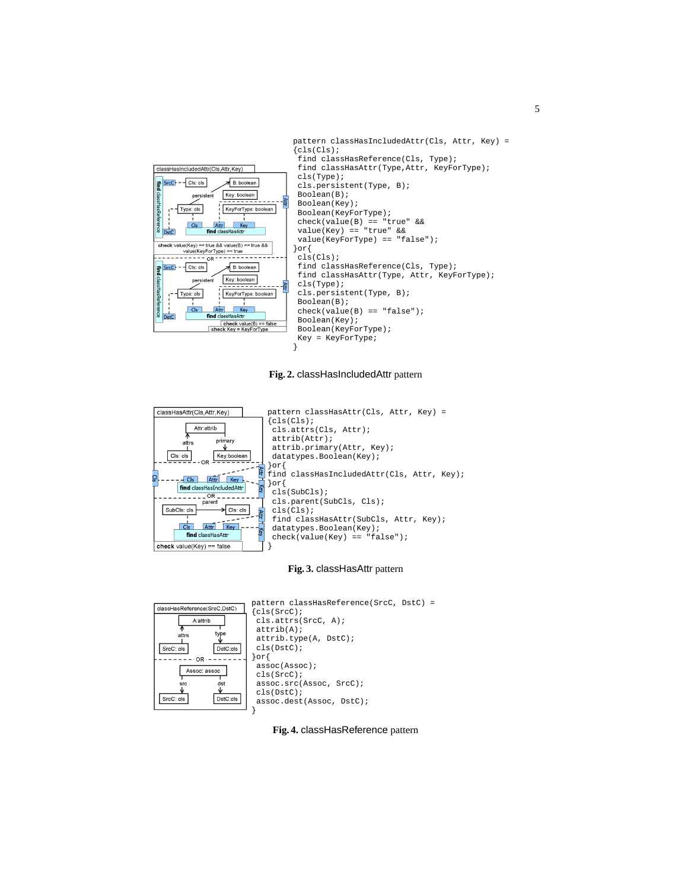```
pattern classHasIncludedAttr(Cls, Attr, Key) =
{cls(Cls);
 find classHasReference(Cls, Type);
 find classHasAttr(Type,Attr, KeyForType);
 cls(Type);
 cls.persistent(Type, B);
 Boolean(B);
 Boolean(Key);
 Boolean(KeyForType);
 check(value(B) == "true" &&
 value(Key) == "true" &&
 value(KeyForType) == "false");
}or{
 cls(Cls);
 find classHasReference(Cls, Type);
 find classHasAttr(Type, Attr, KeyForType);
 cls(Type);
 cls.persistent(Type, B);
 Boolean(B);
 check(value(B) == "false");
 Boolean(Key);
 Boolean(KeyForType);
 Key = KeyForType;
}
```

**Fig. 2.** classHasIncludedAttr pattern

```
pattern classHasAttr(Cls, Attr, Key) =
{cls(Cls);
 cls.attrs(Cls, Attr);
 attrib(Attr);
 attrib.primary(Attr, Key);
 datatypes.Boolean(Key);
}or{
find classHasIncludedAttr(Cls, Attr, Key);
}or{
 cls(SubCls);
 cls.parent(SubCls, Cls);
 cls(Cls);
 find classHasAttr(SubCls, Attr, Key);
 datatypes.Boolean(Key);
 check(value(Key) == "false");
}
```

**Fig. 3.** classHasAttr pattern

```
pattern classHasReference(SrcC, DstC) =
{cls(SrcC);
 cls.attrs(SrcC, A);
 attrib(A);
 attrib.type(A, DstC);
 cls(DstC);
}or{
 assoc(Assoc);
 cls(SrcC);
 assoc.src(Assoc, SrcC);
 cls(DstC);
 assoc.dest(Assoc, DstC);
}
```

**Fig. 4.** classHasReference pattern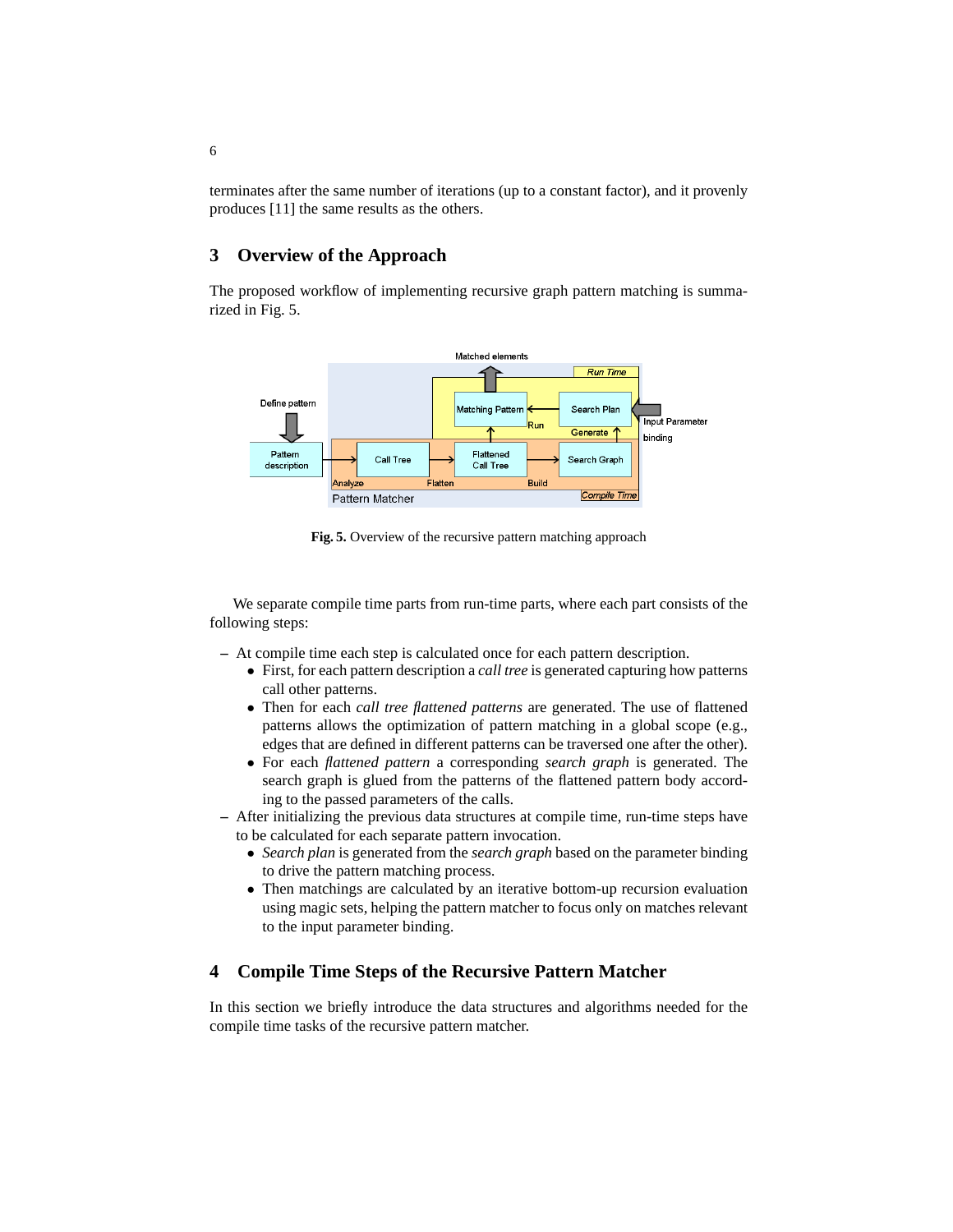terminates after the same number of iterations (up to a constant factor), and it provenly produces [11] the same results as the others.

## 3 Overview of the Approach

The proposed workflow of implementing recursive graph pattern matching is summarized in Fig. 5.

**Fig. 5.** Overview of the recursive pattern matching approach

We separate compile time parts from run-time parts, where each part consists of the following steps:

- At compile time each step is calculated once for each pattern description.
  - First, for each pattern description a *call tree* is generated capturing how patterns call other patterns.
  - Then for each *call tree flattened patterns* are generated. The use of flattened patterns allows the optimization of pattern matching in a global scope (e.g., edges that are defined in different patterns can be traversed one after the other).
  - For each *flattened pattern* a corresponding *search graph* is generated. The search graph is glued from the patterns of the flattened pattern body according to the passed parameters of the calls.
- After initializing the previous data structures at compile time, run-time steps have to be calculated for each separate pattern invocation.
  - *Search plan* is generated from the *search graph* based on the parameter binding to drive the pattern matching process.
  - Then matchings are calculated by an iterative bottom-up recursion evaluation using magic sets, helping the pattern matcher to focus only on matches relevant to the input parameter binding.

## 4 Compile Time Steps of the Recursive Pattern Matcher

In this section we briefly introduce the data structures and algorithms needed for the compile time tasks of the recursive pattern matcher.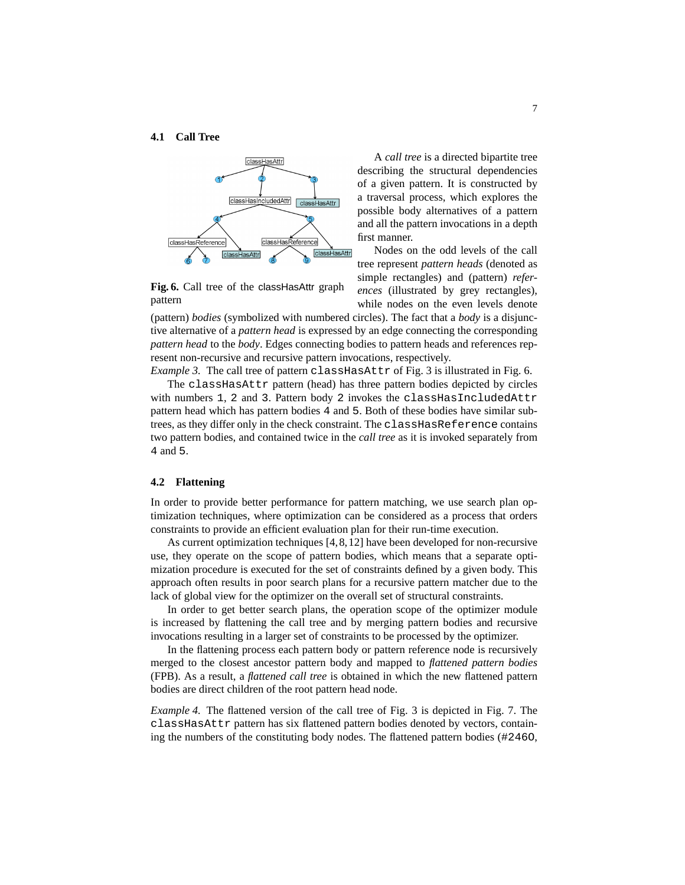### 4.1 Call Tree

Fig. 6. Call tree of the classHasAttr graph pattern

A *call tree* is a directed bipartite tree describing the structural dependencies of a given pattern. It is constructed by a traversal process, which explores the possible body alternatives of a pattern and all the pattern invocations in a depth first manner.

Nodes on the odd levels of the call tree represent *pattern heads* (denoted as simple rectangles) and (pattern) *references* (illustrated by grey rectangles), while nodes on the even levels denote (pattern) *bodies* (symbolized with numbered circles). The fact that a *body* is a disjunctive alternative of a *pattern head* is expressed by an edge connecting the corresponding *pattern head* to the *body*. Edges connecting bodies to pattern heads and references represent non-recursive and recursive pattern invocations, respectively.

*Example 3.* The call tree of pattern `classHasAttr` of Fig. 3 is illustrated in Fig. 6.

The `classHasAttr` pattern (head) has three pattern bodies depicted by circles with numbers `1`, `2` and `3`. Pattern body `2` invokes the `classHasIncludedAttr` pattern head which has pattern bodies `4` and `5`. Both of these bodies have similar subtrees, as they differ only in the check constraint. The `classHasReference` contains two pattern bodies, and contained twice in the *call tree* as it is invoked separately from `4` and `5`.

### 4.2 Flattening

In order to provide better performance for pattern matching, we use search plan optimization techniques, where optimization can be considered as a process that orders constraints to provide an efficient evaluation plan for their run-time execution.

As current optimization techniques [4,8,12] have been developed for non-recursive use, they operate on the scope of pattern bodies, which means that a separate optimization procedure is executed for the set of constraints defined by a given body. This approach often results in poor search plans for a recursive pattern matcher due to the lack of global view for the optimizer on the overall set of structural constraints.

In order to get better search plans, the operation scope of the optimizer module is increased by flattening the call tree and by merging pattern bodies and recursive invocations resulting in a larger set of constraints to be processed by the optimizer.

In the flattening process each pattern body or pattern reference node is recursively merged to the closest ancestor pattern body and mapped to *flattened pattern bodies* (FPB). As a result, a *flattened call tree* is obtained in which the new flattened pattern bodies are direct children of the root pattern head node.

*Example 4.* The flattened version of the call tree of Fig. 3 is depicted in Fig. 7. The `classHasAttr` pattern has six flattened pattern bodies denoted by vectors, containing the numbers of the constituting body nodes. The flattened pattern bodies (`#246O`,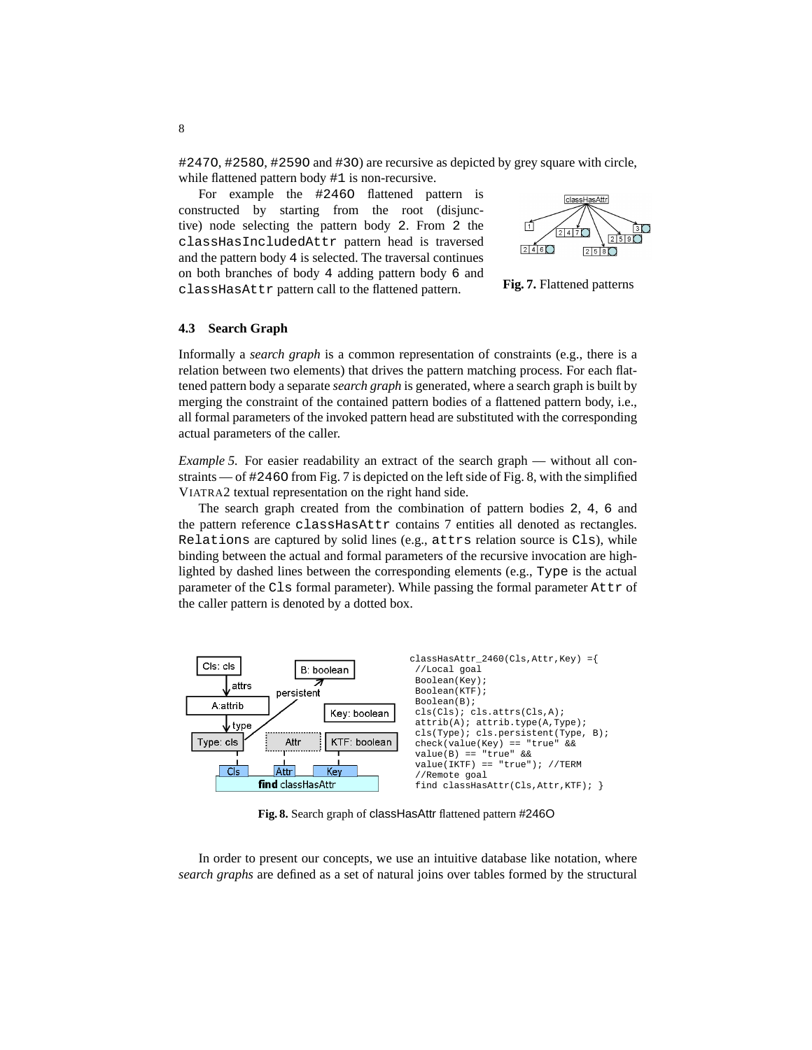#247O, #258O, #259O and #3O) are recursive as depicted by grey square with circle, while flattened pattern body #1 is non-recursive.

For example the #246O flattened pattern is constructed by starting from the root (disjunctive) node selecting the pattern body 2. From 2 the classHasIncludedAttr pattern head is traversed and the pattern body 4 is selected. The traversal continues on both branches of body 4 adding pattern body 6 and classHasAttr pattern call to the flattened pattern.

**Fig. 7.** Flattened patterns

### 4.3 Search Graph

Informally a *search graph* is a common representation of constraints (e.g., there is a relation between two elements) that drives the pattern matching process. For each flattened pattern body a separate *search graph* is generated, where a search graph is built by merging the constraint of the contained pattern bodies of a flattened pattern body, i.e., all formal parameters of the invoked pattern head are substituted with the corresponding actual parameters of the caller.

*Example 5.* For easier readability an extract of the search graph — without all constraints — of #246O from Fig. 7 is depicted on the left side of Fig. 8, with the simplified VIATRA2 textual representation on the right hand side.

The search graph created from the combination of pattern bodies 2, 4, 6 and the pattern reference classHasAttr contains 7 entities all denoted as rectangles. Relations are captured by solid lines (e.g., attrs relation source is Cls), while binding between the actual and formal parameters of the recursive invocation are highlighted by dashed lines between the corresponding elements (e.g., Type is the actual parameter of the Cls formal parameter). While passing the formal parameter Attr of the caller pattern is denoted by a dotted box.

```
classHasAttr_2460(Cls,Attr,Key) ={
 //Local goal
 Boolean(Key);
 Boolean(KTF);
 Boolean(B);
 cls(Cls); cls.attrs(Cls,A);
 attrib(A); attrib.type(A,Type);
 cls(Type); cls.persistent(Type, B);
 check(value(Key) == "true" &&
 value(B) == "true" &&
 value(IKTF) == "true"); //TERM
 //Remote goal
 find classHasAttr(Cls,Attr,KTF); }
```

**Fig. 8.** Search graph of classHasAttr flattened pattern #246O

In order to present our concepts, we use an intuitive database like notation, where *search graphs* are defined as a set of natural joins over tables formed by the structural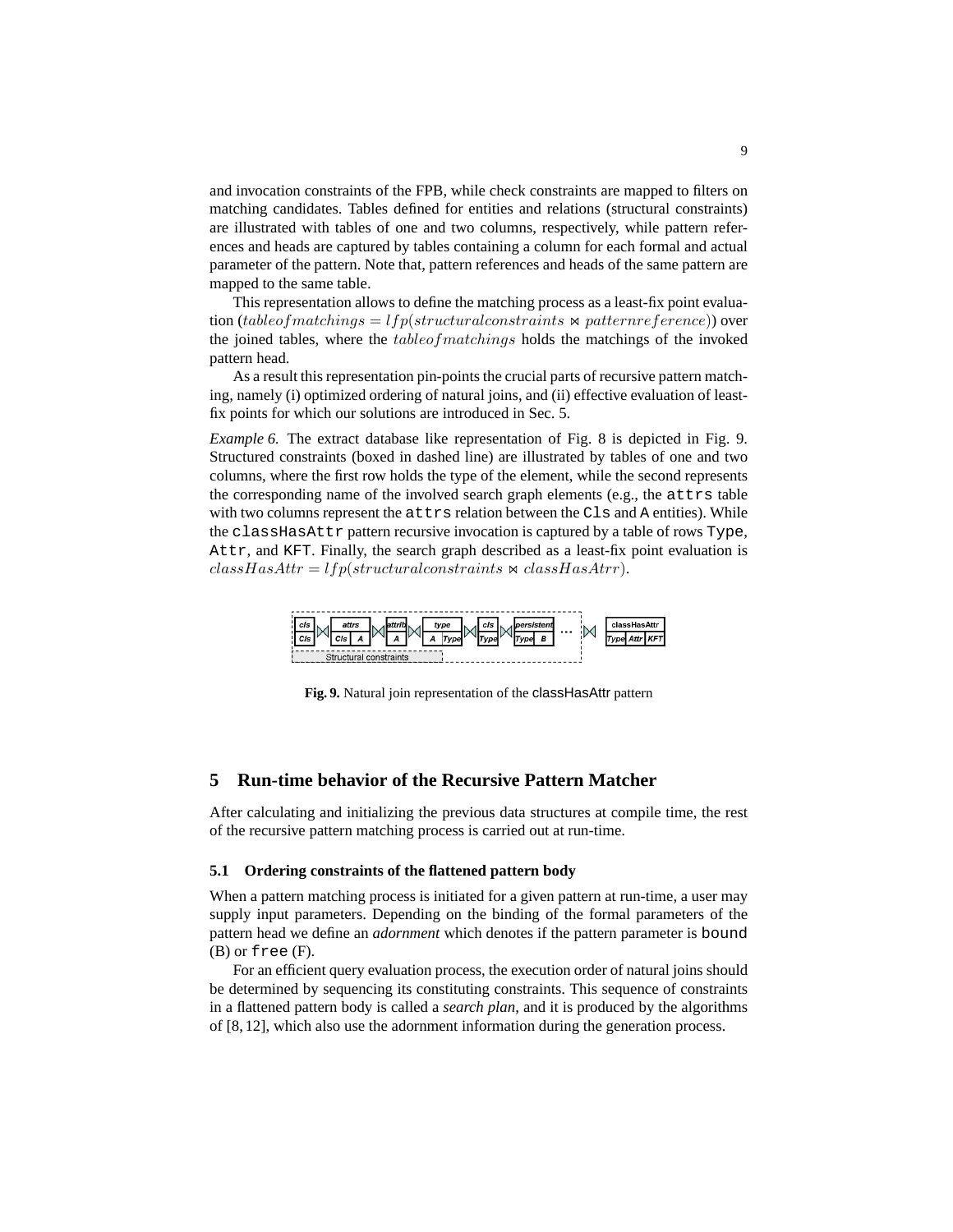and invocation constraints of the FPB, while check constraints are mapped to filters on matching candidates. Tables defined for entities and relations (structural constraints) are illustrated with tables of one and two columns, respectively, while pattern references and heads are captured by tables containing a column for each formal and actual parameter of the pattern. Note that, pattern references and heads of the same pattern are mapped to the same table.

This representation allows to define the matching process as a least-fix point evaluation ($tableofmatchings = lfp(structuralconstraints \bowtie patternreference)$) over the joined tables, where the $tableofmatchings$ holds the matchings of the invoked pattern head.

As a result this representation pin-points the crucial parts of recursive pattern matching, namely (i) optimized ordering of natural joins, and (ii) effective evaluation of least-fix points for which our solutions are introduced in Sec. 5.

*Example 6.* The extract database like representation of Fig. 8 is depicted in Fig. 9. Structured constraints (boxed in dashed line) are illustrated by tables of one and two columns, where the first row holds the type of the element, while the second represents the corresponding name of the involved search graph elements (e.g., the `attrs` table with two columns represent the `attrs` relation between the `Cls` and `A` entities). While the `classHasAttr` pattern recursive invocation is captured by a table of rows `Type`, `Attr`, and `KFT`. Finally, the search graph described as a least-fix point evaluation is $classHasAttr = lfp(structuralconstraints \bowtie classHasAtrr)$.

cls | Cls ⋈ attrs | Cls A ⋈ attrib | A ⋈ type | A Type ⋈ cls | Type ⋈ persistent | Type B ... ⋈ classHasAttr | Type Attr KFT

Structural constraints

**Fig. 9.** Natural join representation of the classHasAttr pattern

## 5 Run-time behavior of the Recursive Pattern Matcher

After calculating and initializing the previous data structures at compile time, the rest of the recursive pattern matching process is carried out at run-time.

### 5.1 Ordering constraints of the flattened pattern body

When a pattern matching process is initiated for a given pattern at run-time, a user may supply input parameters. Depending on the binding of the formal parameters of the pattern head we define an *adornment* which denotes if the pattern parameter is `bound` (B) or `free` (F).

For an efficient query evaluation process, the execution order of natural joins should be determined by sequencing its constituting constraints. This sequence of constraints in a flattened pattern body is called a *search plan*, and it is produced by the algorithms of [8, 12], which also use the adornment information during the generation process.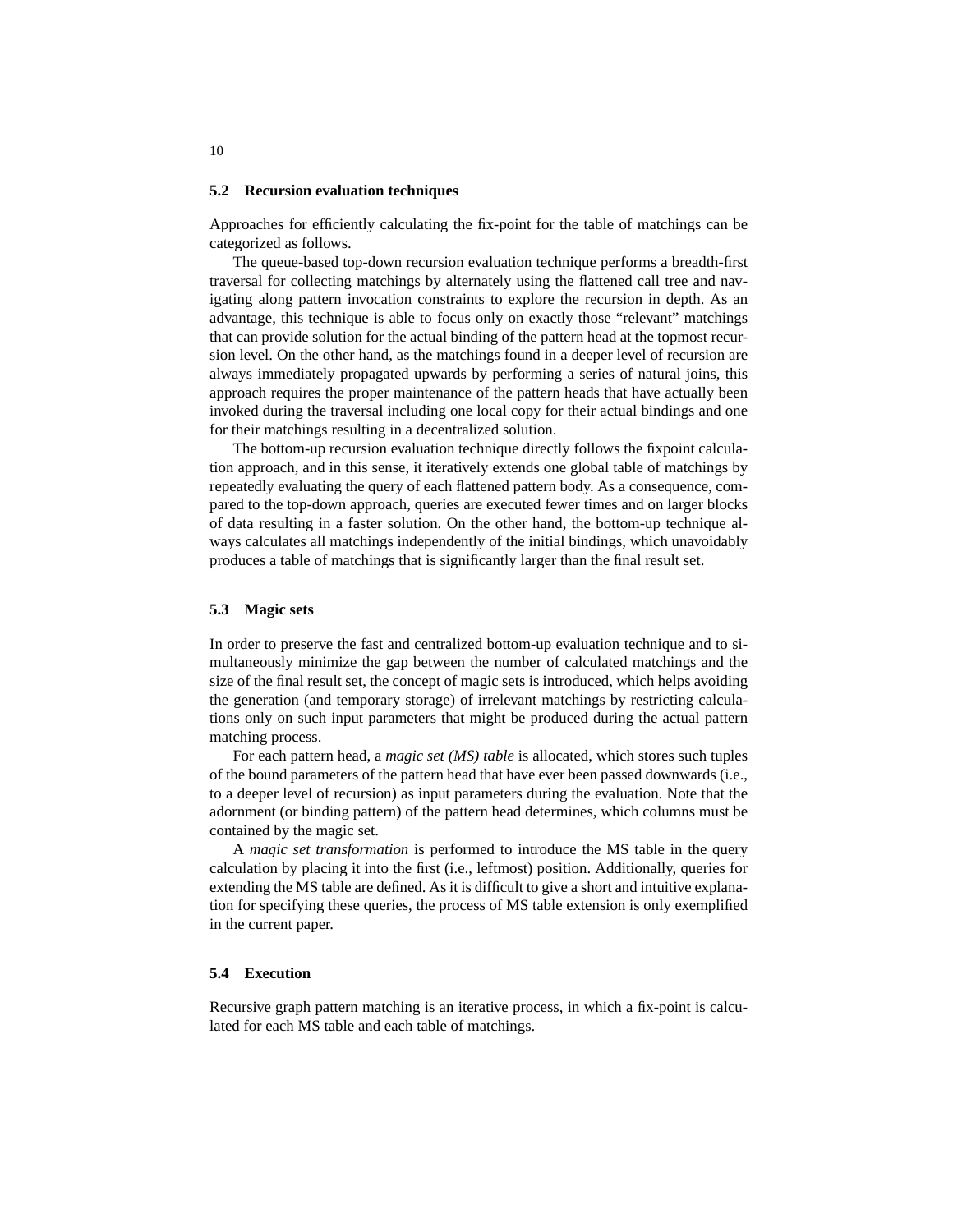### 5.2 Recursion evaluation techniques

Approaches for efficiently calculating the fix-point for the table of matchings can be categorized as follows.

The queue-based top-down recursion evaluation technique performs a breadth-first traversal for collecting matchings by alternately using the flattened call tree and navigating along pattern invocation constraints to explore the recursion in depth. As an advantage, this technique is able to focus only on exactly those "relevant" matchings that can provide solution for the actual binding of the pattern head at the topmost recursion level. On the other hand, as the matchings found in a deeper level of recursion are always immediately propagated upwards by performing a series of natural joins, this approach requires the proper maintenance of the pattern heads that have actually been invoked during the traversal including one local copy for their actual bindings and one for their matchings resulting in a decentralized solution.

The bottom-up recursion evaluation technique directly follows the fixpoint calculation approach, and in this sense, it iteratively extends one global table of matchings by repeatedly evaluating the query of each flattened pattern body. As a consequence, compared to the top-down approach, queries are executed fewer times and on larger blocks of data resulting in a faster solution. On the other hand, the bottom-up technique always calculates all matchings independently of the initial bindings, which unavoidably produces a table of matchings that is significantly larger than the final result set.

### 5.3 Magic sets

In order to preserve the fast and centralized bottom-up evaluation technique and to simultaneously minimize the gap between the number of calculated matchings and the size of the final result set, the concept of magic sets is introduced, which helps avoiding the generation (and temporary storage) of irrelevant matchings by restricting calculations only on such input parameters that might be produced during the actual pattern matching process.

For each pattern head, a *magic set (MS) table* is allocated, which stores such tuples of the bound parameters of the pattern head that have ever been passed downwards (i.e., to a deeper level of recursion) as input parameters during the evaluation. Note that the adornment (or binding pattern) of the pattern head determines, which columns must be contained by the magic set.

A *magic set transformation* is performed to introduce the MS table in the query calculation by placing it into the first (i.e., leftmost) position. Additionally, queries for extending the MS table are defined. As it is difficult to give a short and intuitive explanation for specifying these queries, the process of MS table extension is only exemplified in the current paper.

### 5.4 Execution

Recursive graph pattern matching is an iterative process, in which a fix-point is calculated for each MS table and each table of matchings.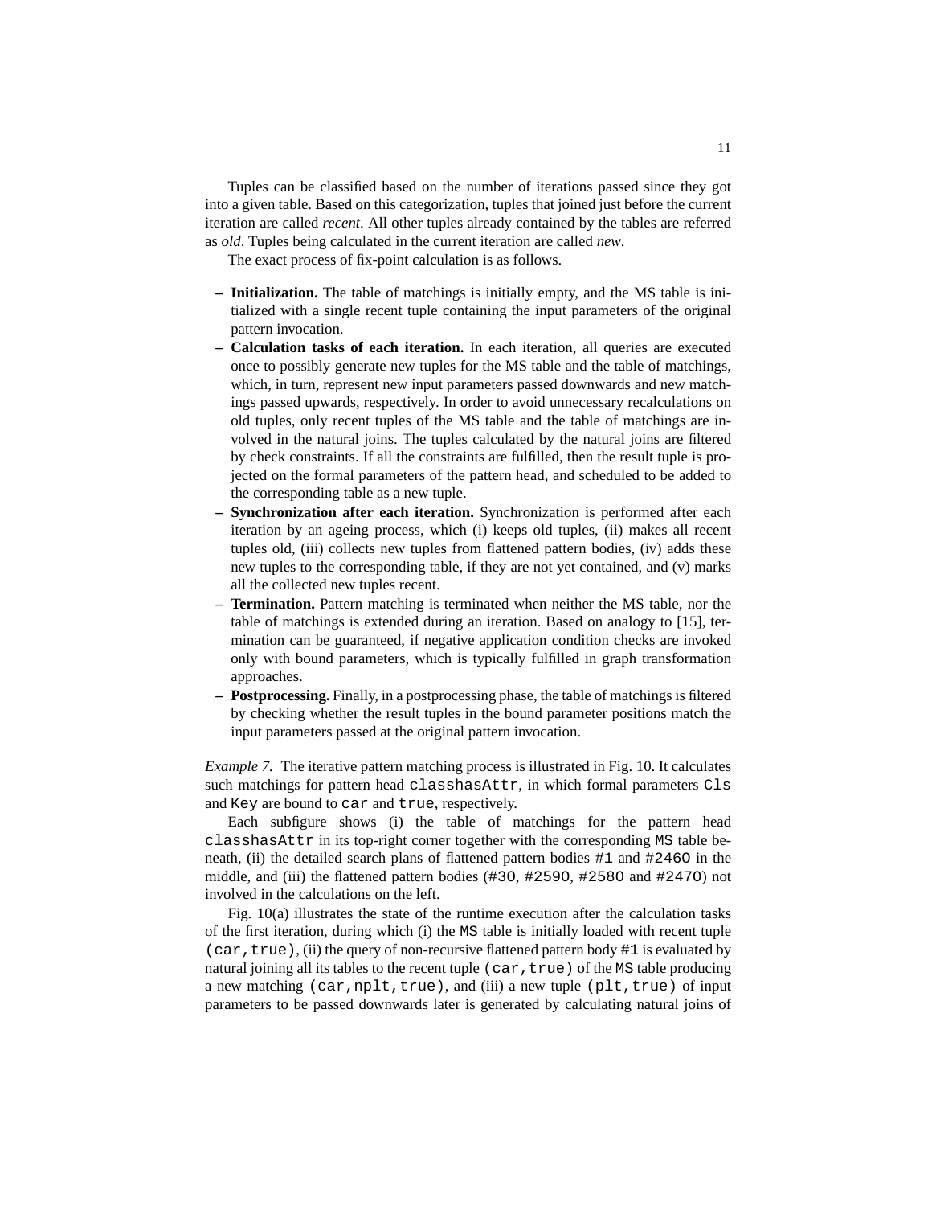Tuples can be classified based on the number of iterations passed since they got into a given table. Based on this categorization, tuples that joined just before the current iteration are called *recent*. All other tuples already contained by the tables are referred as *old*. Tuples being calculated in the current iteration are called *new*.

The exact process of fix-point calculation is as follows.

- **Initialization.** The table of matchings is initially empty, and the MS table is initialized with a single recent tuple containing the input parameters of the original pattern invocation.
- **Calculation tasks of each iteration.** In each iteration, all queries are executed once to possibly generate new tuples for the MS table and the table of matchings, which, in turn, represent new input parameters passed downwards and new matchings passed upwards, respectively. In order to avoid unnecessary recalculations on old tuples, only recent tuples of the MS table and the table of matchings are involved in the natural joins. The tuples calculated by the natural joins are filtered by check constraints. If all the constraints are fulfilled, then the result tuple is projected on the formal parameters of the pattern head, and scheduled to be added to the corresponding table as a new tuple.
- **Synchronization after each iteration.** Synchronization is performed after each iteration by an ageing process, which (i) keeps old tuples, (ii) makes all recent tuples old, (iii) collects new tuples from flattened pattern bodies, (iv) adds these new tuples to the corresponding table, if they are not yet contained, and (v) marks all the collected new tuples recent.
- **Termination.** Pattern matching is terminated when neither the MS table, nor the table of matchings is extended during an iteration. Based on analogy to [15], termination can be guaranteed, if negative application condition checks are invoked only with bound parameters, which is typically fulfilled in graph transformation approaches.
- **Postprocessing.** Finally, in a postprocessing phase, the table of matchings is filtered by checking whether the result tuples in the bound parameter positions match the input parameters passed at the original pattern invocation.

*Example 7.* The iterative pattern matching process is illustrated in Fig. 10. It calculates such matchings for pattern head `classhasAttr`, in which formal parameters `Cls` and `Key` are bound to `car` and `true`, respectively.

Each subfigure shows (i) the table of matchings for the pattern head `classhasAttr` in its top-right corner together with the corresponding `MS` table beneath, (ii) the detailed search plans of flattened pattern bodies `#1` and `#246O` in the middle, and (iii) the flattened pattern bodies (`#3O`, `#259O`, `#258O` and `#247O`) not involved in the calculations on the left.

Fig. 10(a) illustrates the state of the runtime execution after the calculation tasks of the first iteration, during which (i) the `MS` table is initially loaded with recent tuple `(car,true)`, (ii) the query of non-recursive flattened pattern body `#1` is evaluated by natural joining all its tables to the recent tuple `(car,true)` of the `MS` table producing a new matching `(car,nplt,true)`, and (iii) a new tuple `(plt,true)` of input parameters to be passed downwards later is generated by calculating natural joins of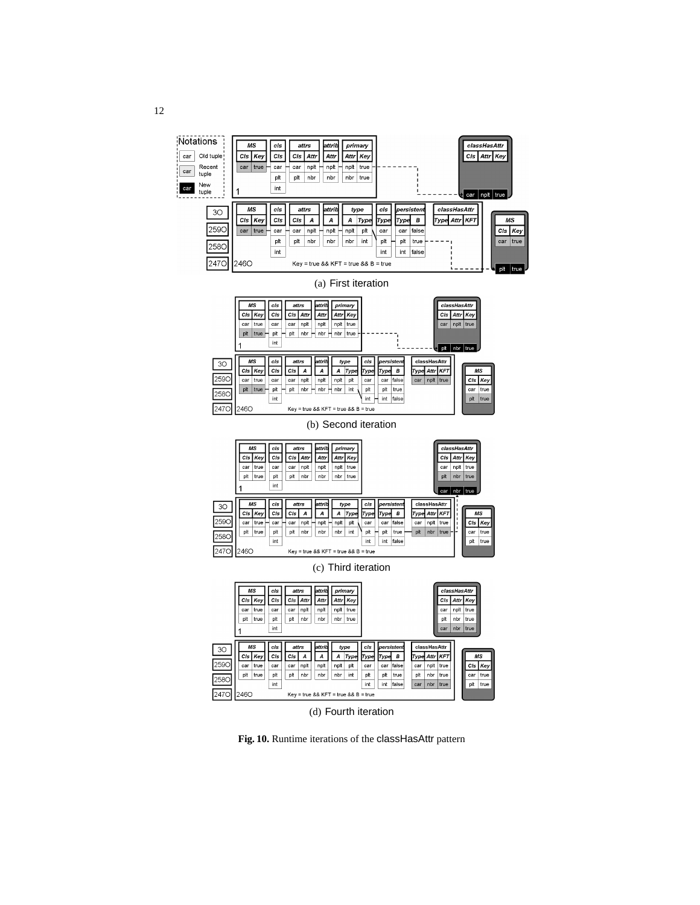(a) First iteration

(b) Second iteration

(c) Third iteration

(d) Fourth iteration

**Fig. 10.** Runtime iterations of the classHasAttr pattern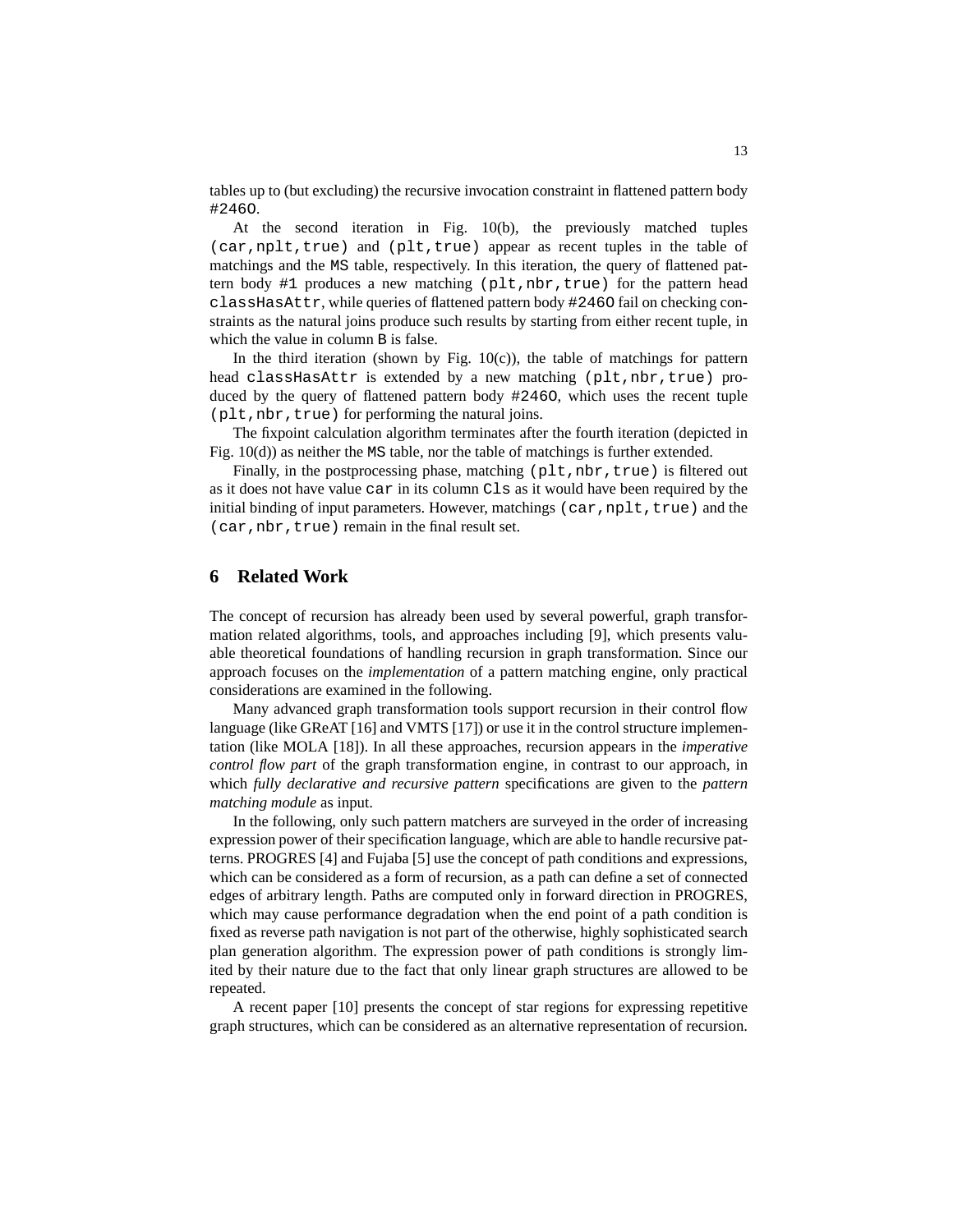tables up to (but excluding) the recursive invocation constraint in flattened pattern body #246O.

At the second iteration in Fig. 10(b), the previously matched tuples (car,nplt,true) and (plt,true) appear as recent tuples in the table of matchings and the MS table, respectively. In this iteration, the query of flattened pattern body #1 produces a new matching (plt,nbr,true) for the pattern head classHasAttr, while queries of flattened pattern body #246O fail on checking constraints as the natural joins produce such results by starting from either recent tuple, in which the value in column B is false.

In the third iteration (shown by Fig. 10(c)), the table of matchings for pattern head classHasAttr is extended by a new matching (plt,nbr,true) produced by the query of flattened pattern body #246O, which uses the recent tuple (plt,nbr,true) for performing the natural joins.

The fixpoint calculation algorithm terminates after the fourth iteration (depicted in Fig. 10(d)) as neither the MS table, nor the table of matchings is further extended.

Finally, in the postprocessing phase, matching (plt,nbr,true) is filtered out as it does not have value car in its column Cls as it would have been required by the initial binding of input parameters. However, matchings (car,nplt,true) and the (car,nbr,true) remain in the final result set.

## 6 Related Work

The concept of recursion has already been used by several powerful, graph transformation related algorithms, tools, and approaches including [9], which presents valuable theoretical foundations of handling recursion in graph transformation. Since our approach focuses on the *implementation* of a pattern matching engine, only practical considerations are examined in the following.

Many advanced graph transformation tools support recursion in their control flow language (like GReAT [16] and VMTS [17]) or use it in the control structure implementation (like MOLA [18]). In all these approaches, recursion appears in the *imperative control flow part* of the graph transformation engine, in contrast to our approach, in which *fully declarative and recursive pattern* specifications are given to the *pattern matching module* as input.

In the following, only such pattern matchers are surveyed in the order of increasing expression power of their specification language, which are able to handle recursive patterns. PROGRES [4] and Fujaba [5] use the concept of path conditions and expressions, which can be considered as a form of recursion, as a path can define a set of connected edges of arbitrary length. Paths are computed only in forward direction in PROGRES, which may cause performance degradation when the end point of a path condition is fixed as reverse path navigation is not part of the otherwise, highly sophisticated search plan generation algorithm. The expression power of path conditions is strongly limited by their nature due to the fact that only linear graph structures are allowed to be repeated.

A recent paper [10] presents the concept of star regions for expressing repetitive graph structures, which can be considered as an alternative representation of recursion.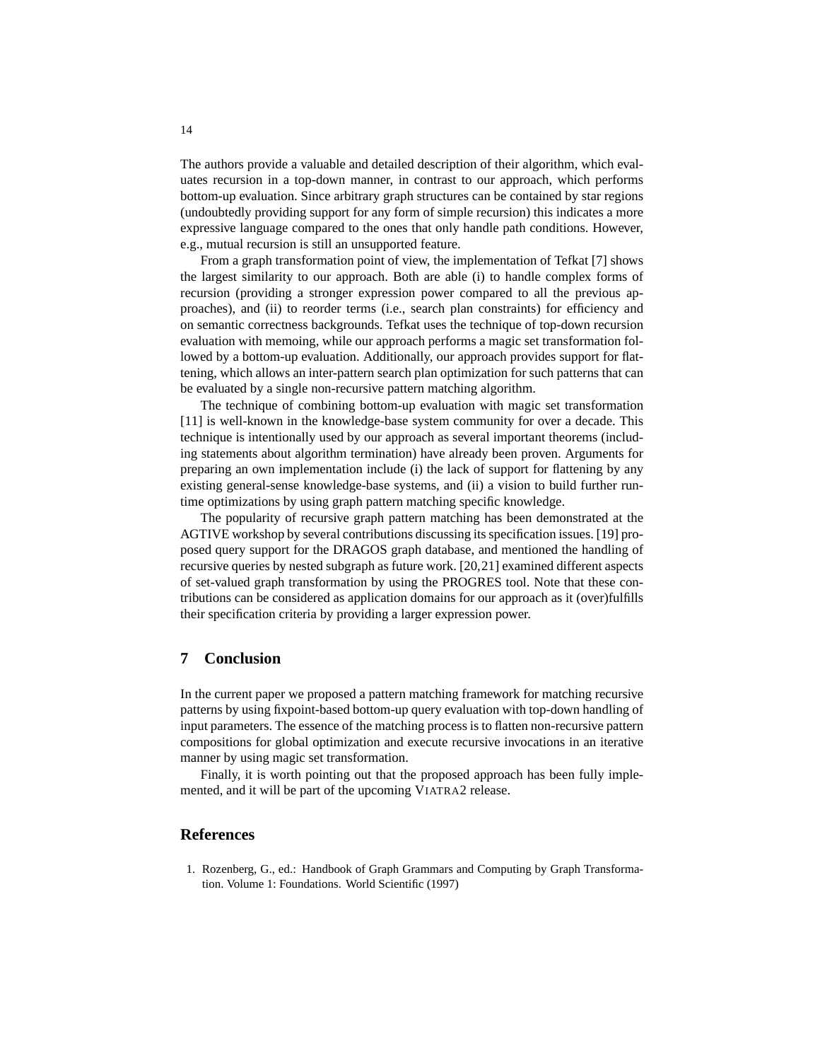The authors provide a valuable and detailed description of their algorithm, which evaluates recursion in a top-down manner, in contrast to our approach, which performs bottom-up evaluation. Since arbitrary graph structures can be contained by star regions (undoubtedly providing support for any form of simple recursion) this indicates a more expressive language compared to the ones that only handle path conditions. However, e.g., mutual recursion is still an unsupported feature.

From a graph transformation point of view, the implementation of Tefkat [7] shows the largest similarity to our approach. Both are able (i) to handle complex forms of recursion (providing a stronger expression power compared to all the previous approaches), and (ii) to reorder terms (i.e., search plan constraints) for efficiency and on semantic correctness backgrounds. Tefkat uses the technique of top-down recursion evaluation with memoing, while our approach performs a magic set transformation followed by a bottom-up evaluation. Additionally, our approach provides support for flattening, which allows an inter-pattern search plan optimization for such patterns that can be evaluated by a single non-recursive pattern matching algorithm.

The technique of combining bottom-up evaluation with magic set transformation [11] is well-known in the knowledge-base system community for over a decade. This technique is intentionally used by our approach as several important theorems (including statements about algorithm termination) have already been proven. Arguments for preparing an own implementation include (i) the lack of support for flattening by any existing general-sense knowledge-base systems, and (ii) a vision to build further runtime optimizations by using graph pattern matching specific knowledge.

The popularity of recursive graph pattern matching has been demonstrated at the AGTIVE workshop by several contributions discussing its specification issues. [19] proposed query support for the DRAGOS graph database, and mentioned the handling of recursive queries by nested subgraph as future work. [20,21] examined different aspects of set-valued graph transformation by using the PROGRES tool. Note that these contributions can be considered as application domains for our approach as it (over)fulfills their specification criteria by providing a larger expression power.

## 7 Conclusion

In the current paper we proposed a pattern matching framework for matching recursive patterns by using fixpoint-based bottom-up query evaluation with top-down handling of input parameters. The essence of the matching process is to flatten non-recursive pattern compositions for global optimization and execute recursive invocations in an iterative manner by using magic set transformation.

Finally, it is worth pointing out that the proposed approach has been fully implemented, and it will be part of the upcoming VIATRA2 release.

## References

1. Rozenberg, G., ed.: Handbook of Graph Grammars and Computing by Graph Transformation. Volume 1: Foundations. World Scientific (1997)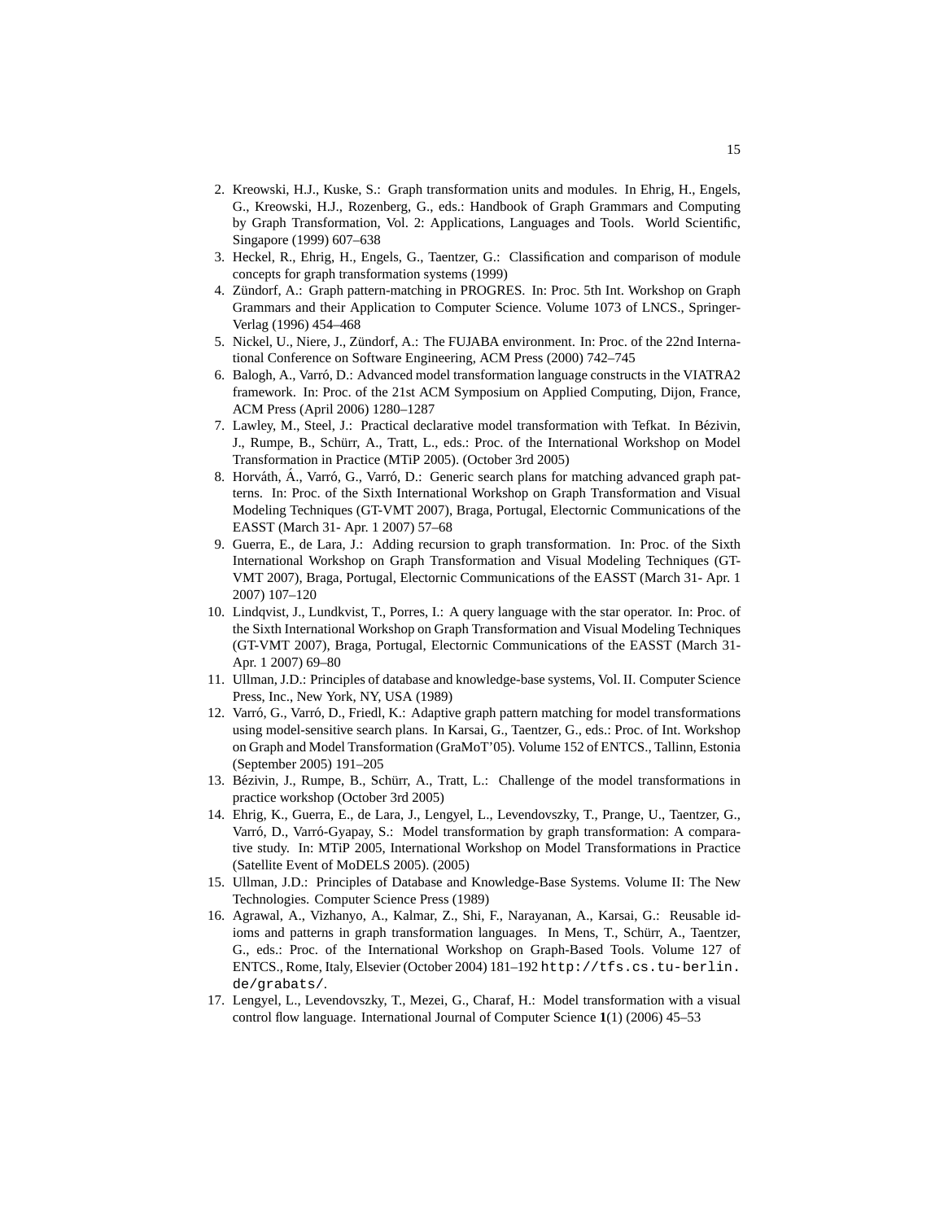2. Kreowski, H.J., Kuske, S.: Graph transformation units and modules. In Ehrig, H., Engels, G., Kreowski, H.J., Rozenberg, G., eds.: Handbook of Graph Grammars and Computing by Graph Transformation, Vol. 2: Applications, Languages and Tools. World Scientific, Singapore (1999) 607–638
3. Heckel, R., Ehrig, H., Engels, G., Taentzer, G.: Classification and comparison of module concepts for graph transformation systems (1999)
4. Zündorf, A.: Graph pattern-matching in PROGRES. In: Proc. 5th Int. Workshop on Graph Grammars and their Application to Computer Science. Volume 1073 of LNCS., Springer-Verlag (1996) 454–468
5. Nickel, U., Niere, J., Zündorf, A.: The FUJABA environment. In: Proc. of the 22nd International Conference on Software Engineering, ACM Press (2000) 742–745
6. Balogh, A., Varró, D.: Advanced model transformation language constructs in the VIATRA2 framework. In: Proc. of the 21st ACM Symposium on Applied Computing, Dijon, France, ACM Press (April 2006) 1280–1287
7. Lawley, M., Steel, J.: Practical declarative model transformation with Tefkat. In Bézivin, J., Rumpe, B., Schürr, A., Tratt, L., eds.: Proc. of the International Workshop on Model Transformation in Practice (MTiP 2005). (October 3rd 2005)
8. Horváth, Á., Varró, G., Varró, D.: Generic search plans for matching advanced graph patterns. In: Proc. of the Sixth International Workshop on Graph Transformation and Visual Modeling Techniques (GT-VMT 2007), Braga, Portugal, Electornic Communications of the EASST (March 31- Apr. 1 2007) 57–68
9. Guerra, E., de Lara, J.: Adding recursion to graph transformation. In: Proc. of the Sixth International Workshop on Graph Transformation and Visual Modeling Techniques (GT-VMT 2007), Braga, Portugal, Electornic Communications of the EASST (March 31- Apr. 1 2007) 107–120
10. Lindqvist, J., Lundkvist, T., Porres, I.: A query language with the star operator. In: Proc. of the Sixth International Workshop on Graph Transformation and Visual Modeling Techniques (GT-VMT 2007), Braga, Portugal, Electornic Communications of the EASST (March 31- Apr. 1 2007) 69–80
11. Ullman, J.D.: Principles of database and knowledge-base systems, Vol. II. Computer Science Press, Inc., New York, NY, USA (1989)
12. Varró, G., Varró, D., Friedl, K.: Adaptive graph pattern matching for model transformations using model-sensitive search plans. In Karsai, G., Taentzer, G., eds.: Proc. of Int. Workshop on Graph and Model Transformation (GraMoT'05). Volume 152 of ENTCS., Tallinn, Estonia (September 2005) 191–205
13. Bézivin, J., Rumpe, B., Schürr, A., Tratt, L.: Challenge of the model transformations in practice workshop (October 3rd 2005)
14. Ehrig, K., Guerra, E., de Lara, J., Lengyel, L., Levendovszky, T., Prange, U., Taentzer, G., Varró, D., Varró-Gyapay, S.: Model transformation by graph transformation: A comparative study. In: MTiP 2005, International Workshop on Model Transformations in Practice (Satellite Event of MoDELS 2005). (2005)
15. Ullman, J.D.: Principles of Database and Knowledge-Base Systems. Volume II: The New Technologies. Computer Science Press (1989)
16. Agrawal, A., Vizhanyo, A., Kalmar, Z., Shi, F., Narayanan, A., Karsai, G.: Reusable idioms and patterns in graph transformation languages. In Mens, T., Schürr, A., Taentzer, G., eds.: Proc. of the International Workshop on Graph-Based Tools. Volume 127 of ENTCS., Rome, Italy, Elsevier (October 2004) 181–192 `http://tfs.cs.tu-berlin.de/grabats/`.
17. Lengyel, L., Levendovszky, T., Mezei, G., Charaf, H.: Model transformation with a visual control flow language. International Journal of Computer Science **1**(1) (2006) 45–53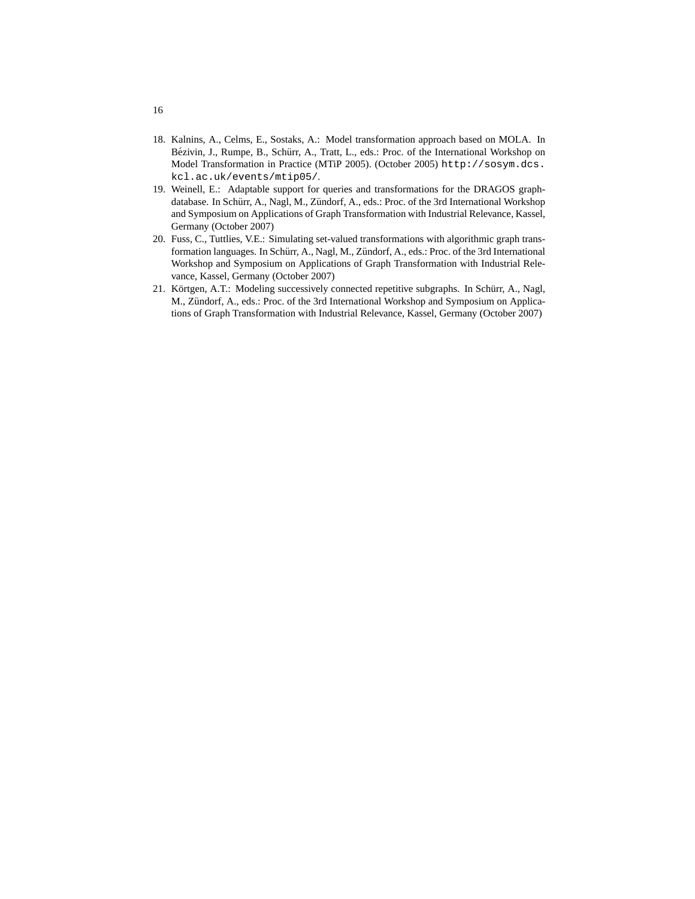18. Kalnins, A., Celms, E., Sostaks, A.: Model transformation approach based on MOLA. In Bézivin, J., Rumpe, B., Schürr, A., Tratt, L., eds.: Proc. of the International Workshop on Model Transformation in Practice (MTiP 2005). (October 2005) `http://sosym.dcs.kcl.ac.uk/events/mtip05/`.
19. Weinell, E.: Adaptable support for queries and transformations for the DRAGOS graph-database. In Schürr, A., Nagl, M., Zündorf, A., eds.: Proc. of the 3rd International Workshop and Symposium on Applications of Graph Transformation with Industrial Relevance, Kassel, Germany (October 2007)
20. Fuss, C., Tuttlies, V.E.: Simulating set-valued transformations with algorithmic graph transformation languages. In Schürr, A., Nagl, M., Zündorf, A., eds.: Proc. of the 3rd International Workshop and Symposium on Applications of Graph Transformation with Industrial Relevance, Kassel, Germany (October 2007)
21. Körtgen, A.T.: Modeling successively connected repetitive subgraphs. In Schürr, A., Nagl, M., Zündorf, A., eds.: Proc. of the 3rd International Workshop and Symposium on Applications of Graph Transformation with Industrial Relevance, Kassel, Germany (October 2007)